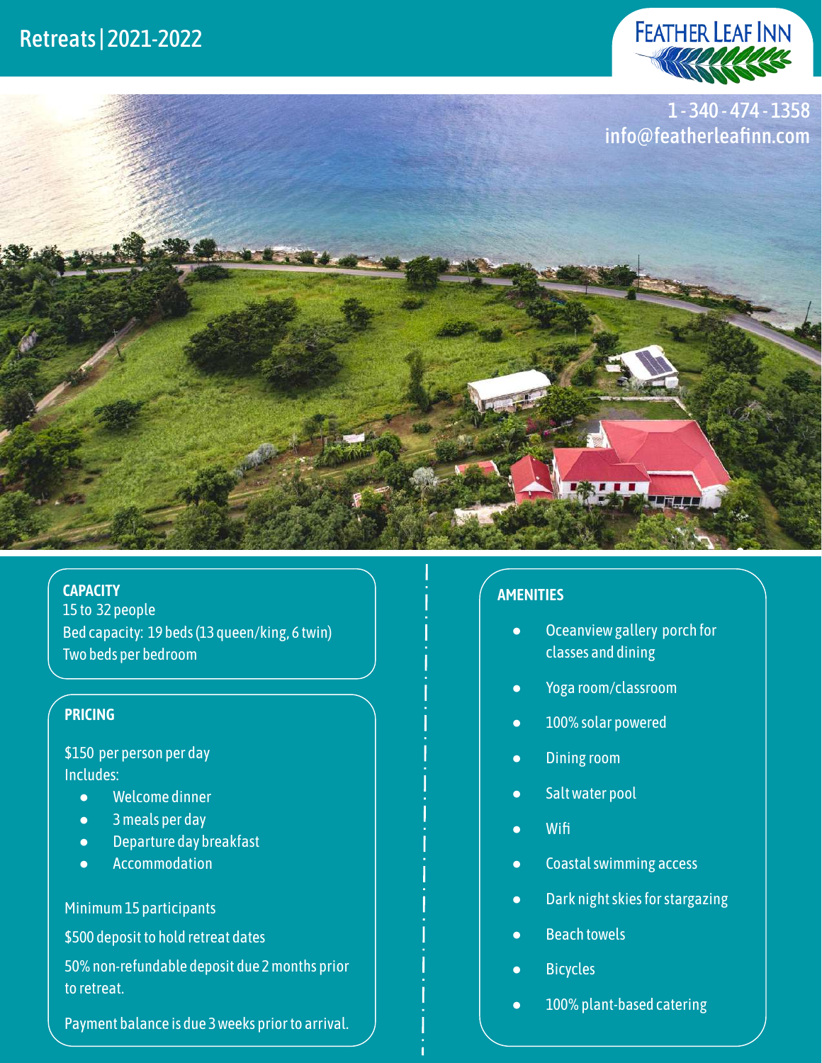# Retreats | 2021-2022

FEATHER LEAF INN

1 - 340 - 474 - 1358
info@featherleafinn.com

### CAPACITY

15 to 32 people
Bed capacity: 19 beds (13 queen/king, 6 twin)
Two beds per bedroom

### PRICING

$150 per person per day
Includes:

- Welcome dinner
- 3 meals per day
- Departure day breakfast
- Accommodation

Minimum 15 participants

$500 deposit to hold retreat dates

50% non-refundable deposit due 2 months prior to retreat.

Payment balance is due 3 weeks prior to arrival.

### AMENITIES

- Oceanview gallery porch for classes and dining
- Yoga room/classroom
- 100% solar powered
- Dining room
- Salt water pool
- Wifi
- Coastal swimming access
- Dark night skies for stargazing
- Beach towels
- Bicycles
- 100% plant-based catering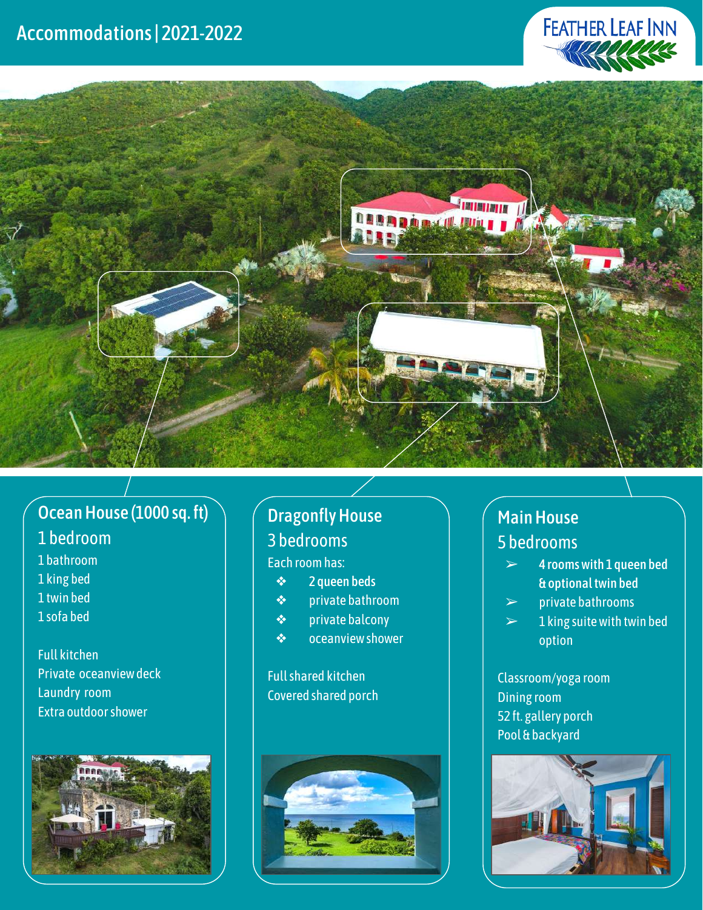# Accommodations | 2021-2022

FEATHER LEAF INN

## Ocean House (1000 sq. ft)

### 1 bedroom

1 bathroom
1 king bed
1 twin bed
1 sofa bed

Full kitchen
Private oceanview deck
Laundry room
Extra outdoor shower

## Dragonfly House

### 3 bedrooms

Each room has:

- 2 queen beds
- private bathroom
- private balcony
- oceanview shower

Full shared kitchen
Covered shared porch

## Main House

### 5 bedrooms

- 4 rooms with 1 queen bed & optional twin bed
- private bathrooms
- 1 king suite with twin bed option

Classroom/yoga room
Dining room
52 ft. gallery porch
Pool & backyard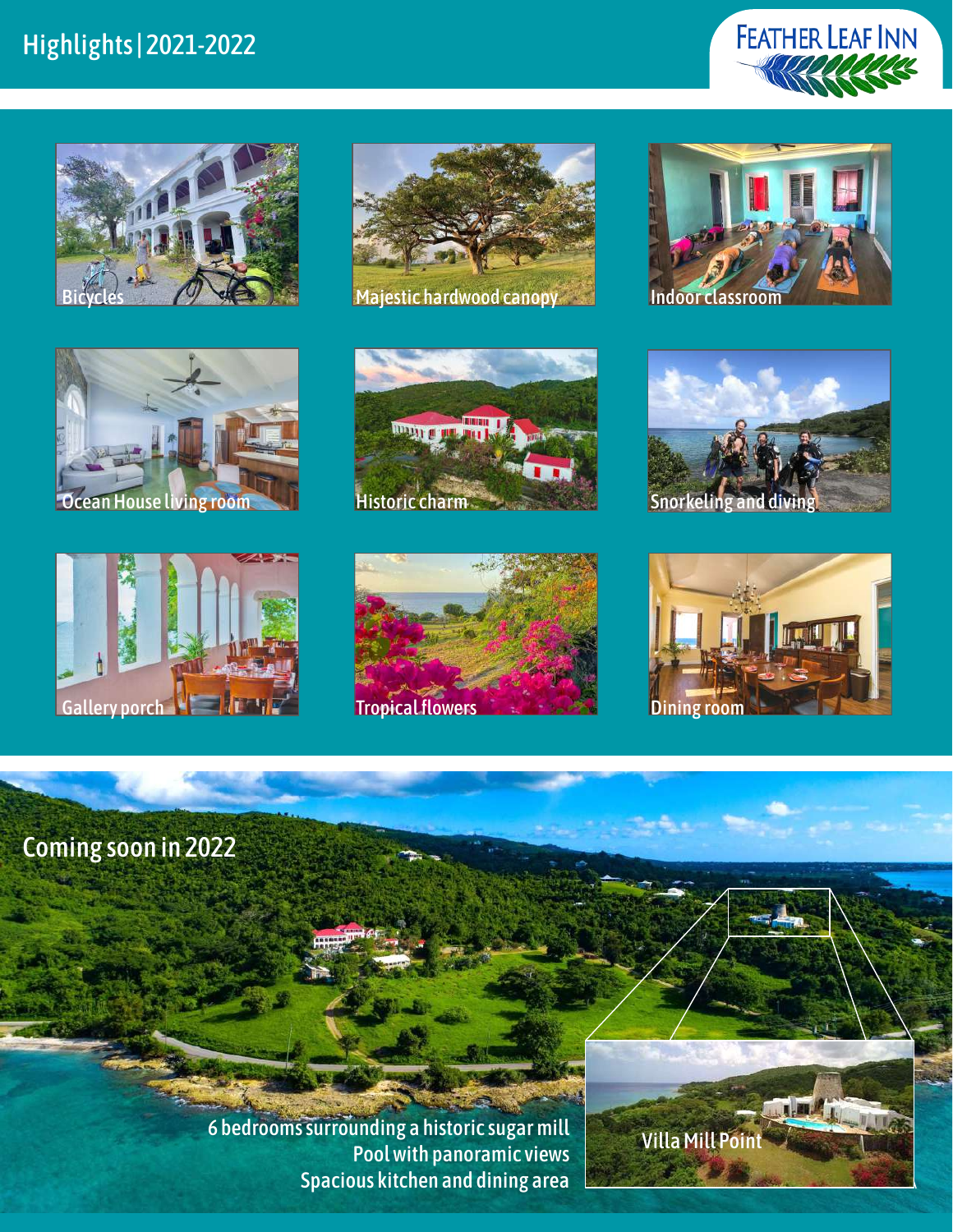# Highlights | 2021-2022

FEATHER LEAF INN

Bicycles

Majestic hardwood canopy

Indoor classroom

Ocean House living room

Historic charm

Snorkeling and diving

Gallery porch

Tropical flowers

Dining room

## Coming soon in 2022

6 bedrooms surrounding a historic sugar mill
Pool with panoramic views
Spacious kitchen and dining area

Villa Mill Point